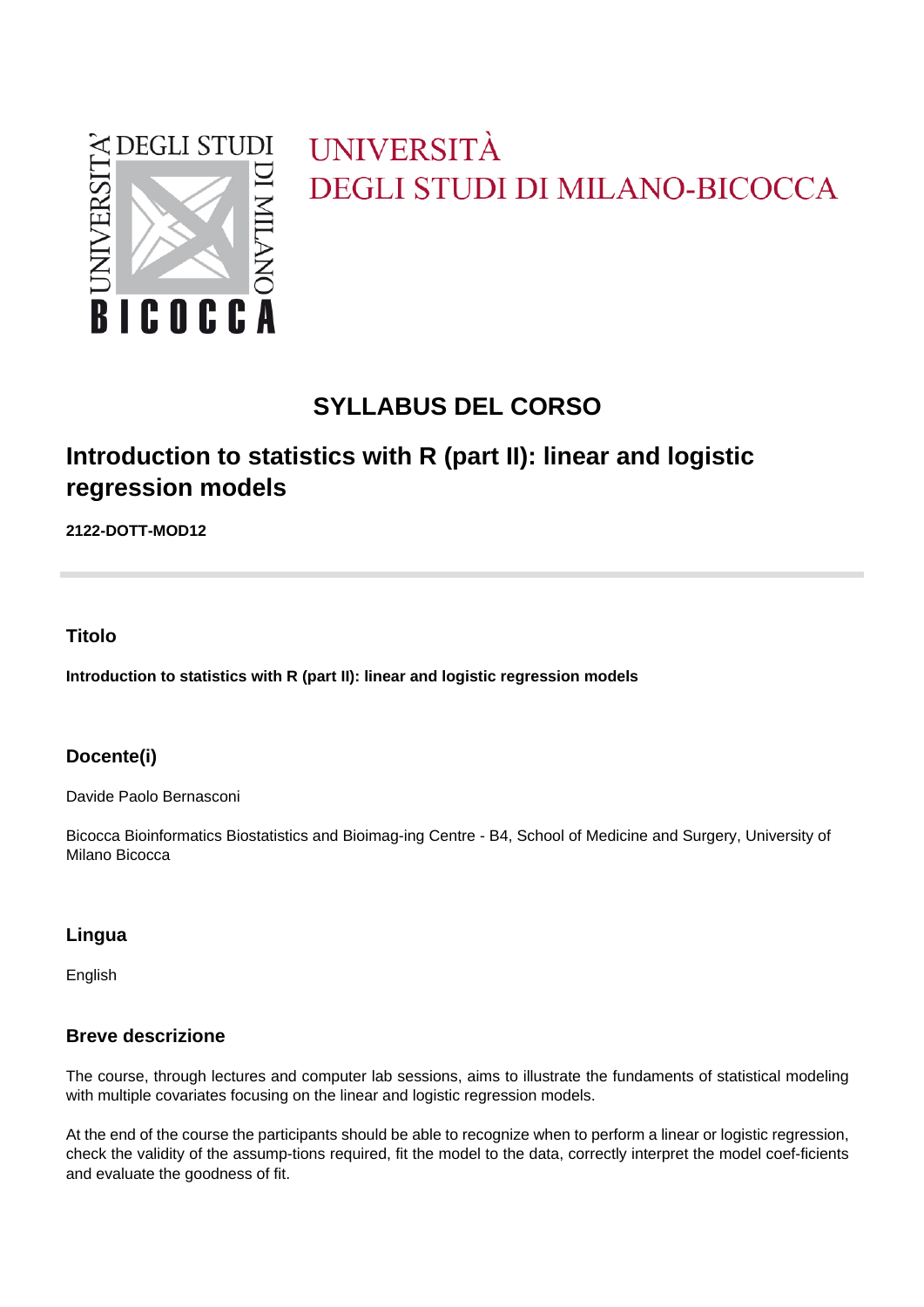UNIVERSITÀ
DEGLI STUDI DI MILANO-BICOCCA

# SYLLABUS DEL CORSO

## Introduction to statistics with R (part II): linear and logistic regression models

**2122-DOTT-MOD12**

### Titolo

**Introduction to statistics with R (part II): linear and logistic regression models**

### Docente(i)

Davide Paolo Bernasconi

Bicocca Bioinformatics Biostatistics and Bioimag-ing Centre - B4, School of Medicine and Surgery, University of Milano Bicocca

### Lingua

English

### Breve descrizione

The course, through lectures and computer lab sessions, aims to illustrate the fundaments of statistical modeling with multiple covariates focusing on the linear and logistic regression models.

At the end of the course the participants should be able to recognize when to perform a linear or logistic regression, check the validity of the assump-tions required, fit the model to the data, correctly interpret the model coef-ficients and evaluate the goodness of fit.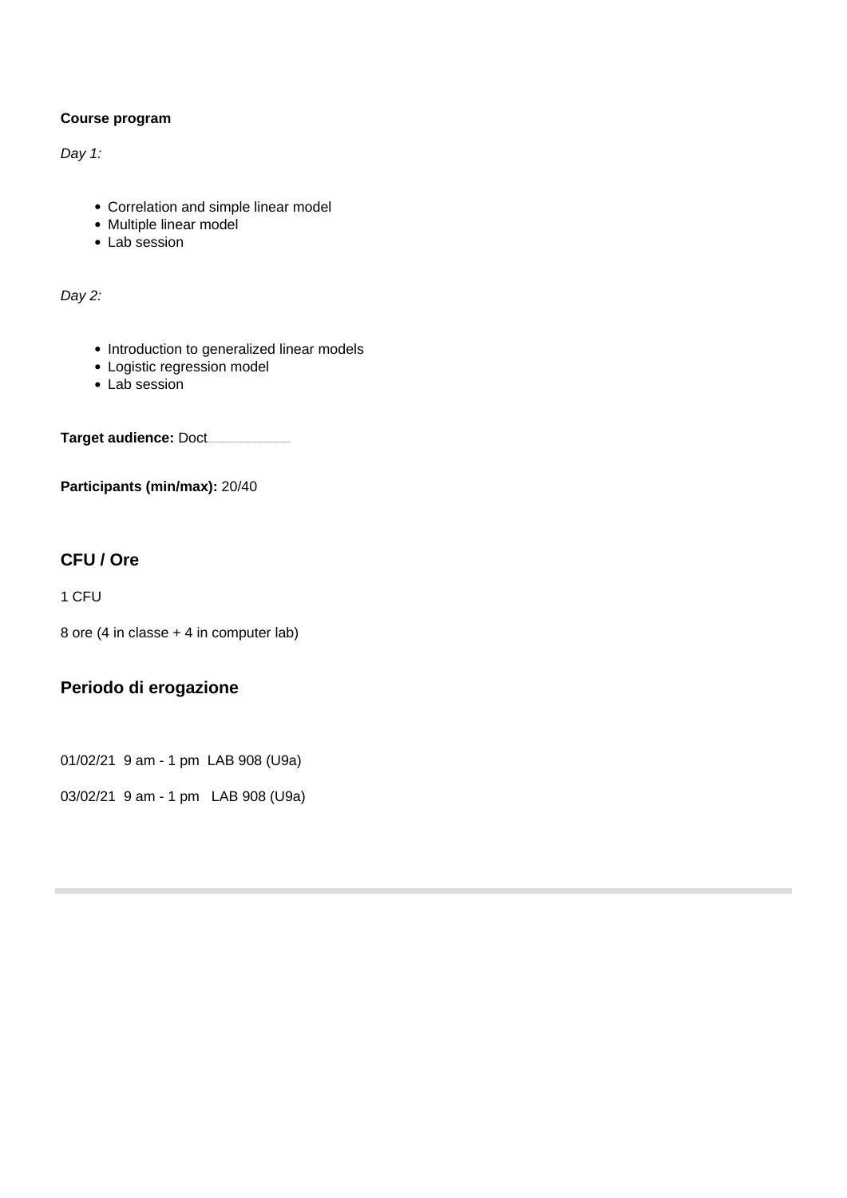**Course program**

*Day 1:*

- Correlation and simple linear model
- Multiple linear model
- Lab session

*Day 2:*

- Introduction to generalized linear models
- Logistic regression model
- Lab session

**Target audience:** Doct

**Participants (min/max):** 20/40

## CFU / Ore

1 CFU

8 ore (4 in classe + 4 in computer lab)

## Periodo di erogazione

01/02/21 9 am - 1 pm LAB 908 (U9a)

03/02/21 9 am - 1 pm LAB 908 (U9a)